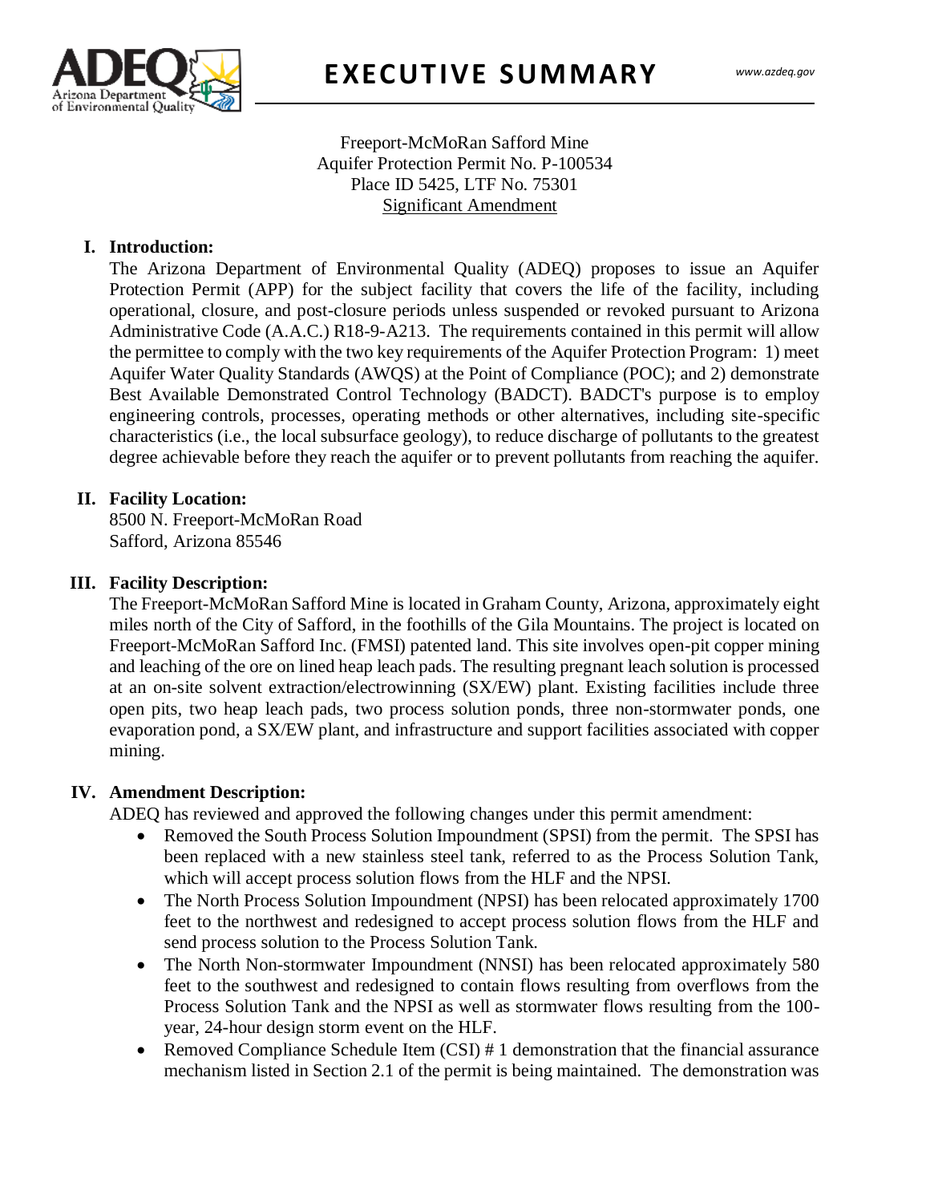# EXECUTIVE SUMMARY

Freeport-McMoRan Safford Mine
Aquifer Protection Permit No. P-100534
Place ID 5425, LTF No. 75301
Significant Amendment

## I. Introduction:

The Arizona Department of Environmental Quality (ADEQ) proposes to issue an Aquifer Protection Permit (APP) for the subject facility that covers the life of the facility, including operational, closure, and post-closure periods unless suspended or revoked pursuant to Arizona Administrative Code (A.A.C.) R18-9-A213. The requirements contained in this permit will allow the permittee to comply with the two key requirements of the Aquifer Protection Program: 1) meet Aquifer Water Quality Standards (AWQS) at the Point of Compliance (POC); and 2) demonstrate Best Available Demonstrated Control Technology (BADCT). BADCT's purpose is to employ engineering controls, processes, operating methods or other alternatives, including site-specific characteristics (i.e., the local subsurface geology), to reduce discharge of pollutants to the greatest degree achievable before they reach the aquifer or to prevent pollutants from reaching the aquifer.

## II. Facility Location:

8500 N. Freeport-McMoRan Road
Safford, Arizona 85546

## III. Facility Description:

The Freeport-McMoRan Safford Mine is located in Graham County, Arizona, approximately eight miles north of the City of Safford, in the foothills of the Gila Mountains. The project is located on Freeport-McMoRan Safford Inc. (FMSI) patented land. This site involves open-pit copper mining and leaching of the ore on lined heap leach pads. The resulting pregnant leach solution is processed at an on-site solvent extraction/electrowinning (SX/EW) plant. Existing facilities include three open pits, two heap leach pads, two process solution ponds, three non-stormwater ponds, one evaporation pond, a SX/EW plant, and infrastructure and support facilities associated with copper mining.

## IV. Amendment Description:

ADEQ has reviewed and approved the following changes under this permit amendment:

- Removed the South Process Solution Impoundment (SPSI) from the permit. The SPSI has been replaced with a new stainless steel tank, referred to as the Process Solution Tank, which will accept process solution flows from the HLF and the NPSI.
- The North Process Solution Impoundment (NPSI) has been relocated approximately 1700 feet to the northwest and redesigned to accept process solution flows from the HLF and send process solution to the Process Solution Tank.
- The North Non-stormwater Impoundment (NNSI) has been relocated approximately 580 feet to the southwest and redesigned to contain flows resulting from overflows from the Process Solution Tank and the NPSI as well as stormwater flows resulting from the 100-year, 24-hour design storm event on the HLF.
- Removed Compliance Schedule Item (CSI) # 1 demonstration that the financial assurance mechanism listed in Section 2.1 of the permit is being maintained. The demonstration was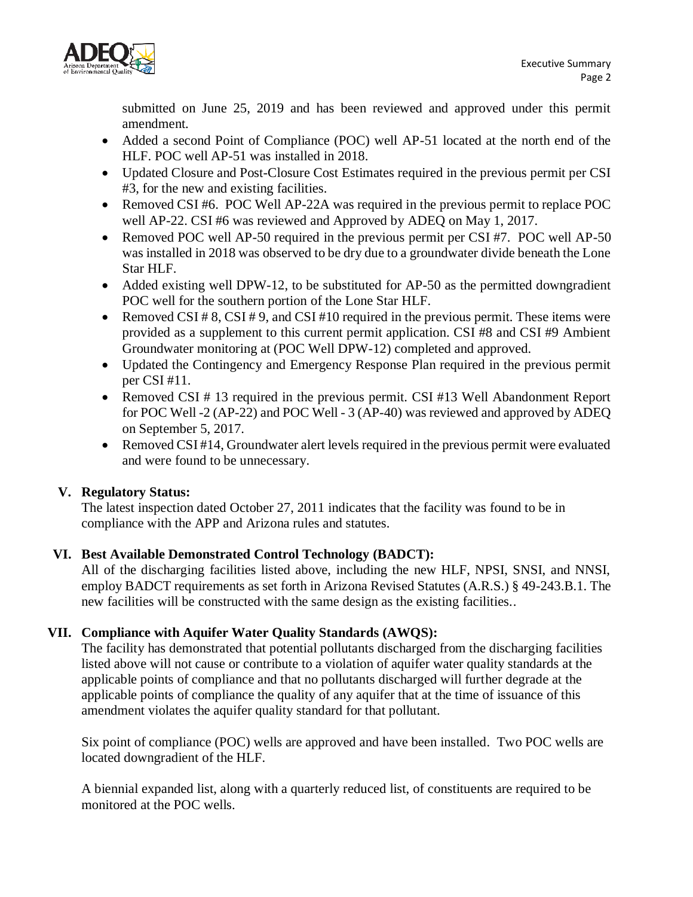submitted on June 25, 2019 and has been reviewed and approved under this permit amendment.

- Added a second Point of Compliance (POC) well AP-51 located at the north end of the HLF. POC well AP-51 was installed in 2018.
- Updated Closure and Post-Closure Cost Estimates required in the previous permit per CSI #3, for the new and existing facilities.
- Removed CSI #6. POC Well AP-22A was required in the previous permit to replace POC well AP-22. CSI #6 was reviewed and Approved by ADEQ on May 1, 2017.
- Removed POC well AP-50 required in the previous permit per CSI #7. POC well AP-50 was installed in 2018 was observed to be dry due to a groundwater divide beneath the Lone Star HLF.
- Added existing well DPW-12, to be substituted for AP-50 as the permitted downgradient POC well for the southern portion of the Lone Star HLF.
- Removed CSI # 8, CSI # 9, and CSI #10 required in the previous permit. These items were provided as a supplement to this current permit application. CSI #8 and CSI #9 Ambient Groundwater monitoring at (POC Well DPW-12) completed and approved.
- Updated the Contingency and Emergency Response Plan required in the previous permit per CSI #11.
- Removed CSI # 13 required in the previous permit. CSI #13 Well Abandonment Report for POC Well -2 (AP-22) and POC Well - 3 (AP-40) was reviewed and approved by ADEQ on September 5, 2017.
- Removed CSI #14, Groundwater alert levels required in the previous permit were evaluated and were found to be unnecessary.

## V. Regulatory Status:

The latest inspection dated October 27, 2011 indicates that the facility was found to be in compliance with the APP and Arizona rules and statutes.

## VI. Best Available Demonstrated Control Technology (BADCT):

All of the discharging facilities listed above, including the new HLF, NPSI, SNSI, and NNSI, employ BADCT requirements as set forth in Arizona Revised Statutes (A.R.S.) § 49-243.B.1. The new facilities will be constructed with the same design as the existing facilities..

## VII. Compliance with Aquifer Water Quality Standards (AWQS):

The facility has demonstrated that potential pollutants discharged from the discharging facilities listed above will not cause or contribute to a violation of aquifer water quality standards at the applicable points of compliance and that no pollutants discharged will further degrade at the applicable points of compliance the quality of any aquifer that at the time of issuance of this amendment violates the aquifer quality standard for that pollutant.

Six point of compliance (POC) wells are approved and have been installed. Two POC wells are located downgradient of the HLF.

A biennial expanded list, along with a quarterly reduced list, of constituents are required to be monitored at the POC wells.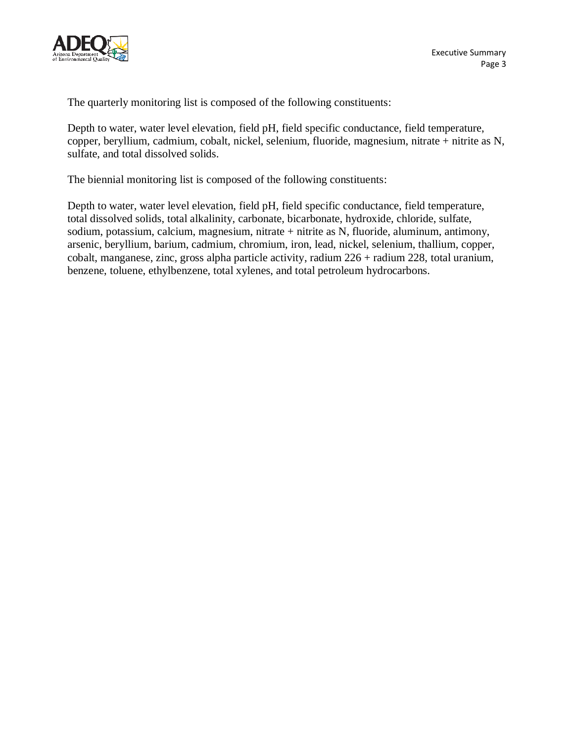The quarterly monitoring list is composed of the following constituents:

Depth to water, water level elevation, field pH, field specific conductance, field temperature, copper, beryllium, cadmium, cobalt, nickel, selenium, fluoride, magnesium, nitrate + nitrite as N, sulfate, and total dissolved solids.

The biennial monitoring list is composed of the following constituents:

Depth to water, water level elevation, field pH, field specific conductance, field temperature, total dissolved solids, total alkalinity, carbonate, bicarbonate, hydroxide, chloride, sulfate, sodium, potassium, calcium, magnesium, nitrate + nitrite as N, fluoride, aluminum, antimony, arsenic, beryllium, barium, cadmium, chromium, iron, lead, nickel, selenium, thallium, copper, cobalt, manganese, zinc, gross alpha particle activity, radium 226 + radium 228, total uranium, benzene, toluene, ethylbenzene, total xylenes, and total petroleum hydrocarbons.